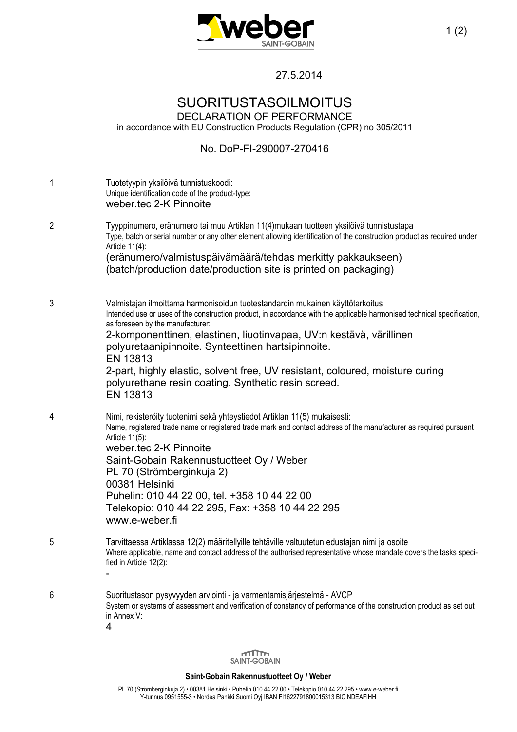27.5.2014

# SUORITUSTASOILMOITUS

DECLARATION OF PERFORMANCE

in accordance with EU Construction Products Regulation (CPR) no 305/2011

No. DoP-FI-290007-270416

1. Tuotetyypin yksilöivä tunnistuskoodi:
   Unique identification code of the product-type:
   weber.tec 2-K Pinnoite

2. Tyyppinumero, eränumero tai muu Artiklan 11(4)mukaan tuotteen yksilöivä tunnistustapa
   Type, batch or serial number or any other element allowing identification of the construction product as required under Article 11(4):
   (eränumero/valmistuspäivämäärä/tehdas merkitty pakkaukseen)
   (batch/production date/production site is printed on packaging)

3. Valmistajan ilmoittama harmonisoidun tuotestandardin mukainen käyttötarkoitus
   Intended use or uses of the construction product, in accordance with the applicable harmonised technical specification, as foreseen by the manufacturer:
   2-komponenttinen, elastinen, liuotinvapaa, UV:n kestävä, värillinen polyuretaanipinnoite. Synteettinen hartsipinnoite.
   EN 13813
   2-part, highly elastic, solvent free, UV resistant, coloured, moisture curing polyurethane resin coating. Synthetic resin screed.
   EN 13813

4. Nimi, rekisteröity tuotenimi sekä yhteystiedot Artiklan 11(5) mukaisesti:
   Name, registered trade name or registered trade mark and contact address of the manufacturer as required pursuant Article 11(5):
   weber.tec 2-K Pinnoite
   Saint-Gobain Rakennustuotteet Oy / Weber
   PL 70 (Strömberginkuja 2)
   00381 Helsinki
   Puhelin: 010 44 22 00, tel. +358 10 44 22 00
   Telekopio: 010 44 22 295, Fax: +358 10 44 22 295
   www.e-weber.fi

5. Tarvittaessa Artiklassa 12(2) määritellyille tehtäville valtuutetun edustajan nimi ja osoite
   Where applicable, name and contact address of the authorised representative whose mandate covers the tasks specified in Article 12(2):
   -

6. Suoritustason pysyvyyden arviointi - ja varmentamisjärjestelmä - AVCP
   System or systems of assessment and verification of constancy of performance of the construction product as set out in Annex V:
   4

**Saint-Gobain Rakennustuotteet Oy / Weber**

PL 70 (Strömberginkuja 2) • 00381 Helsinki • Puhelin 010 44 22 00 • Telekopio 010 44 22 295 • www.e-weber.fi
Y-tunnus 0951555-3 • Nordea Pankki Suomi Oyj IBAN FI1622791800015313 BIC NDEAFIHH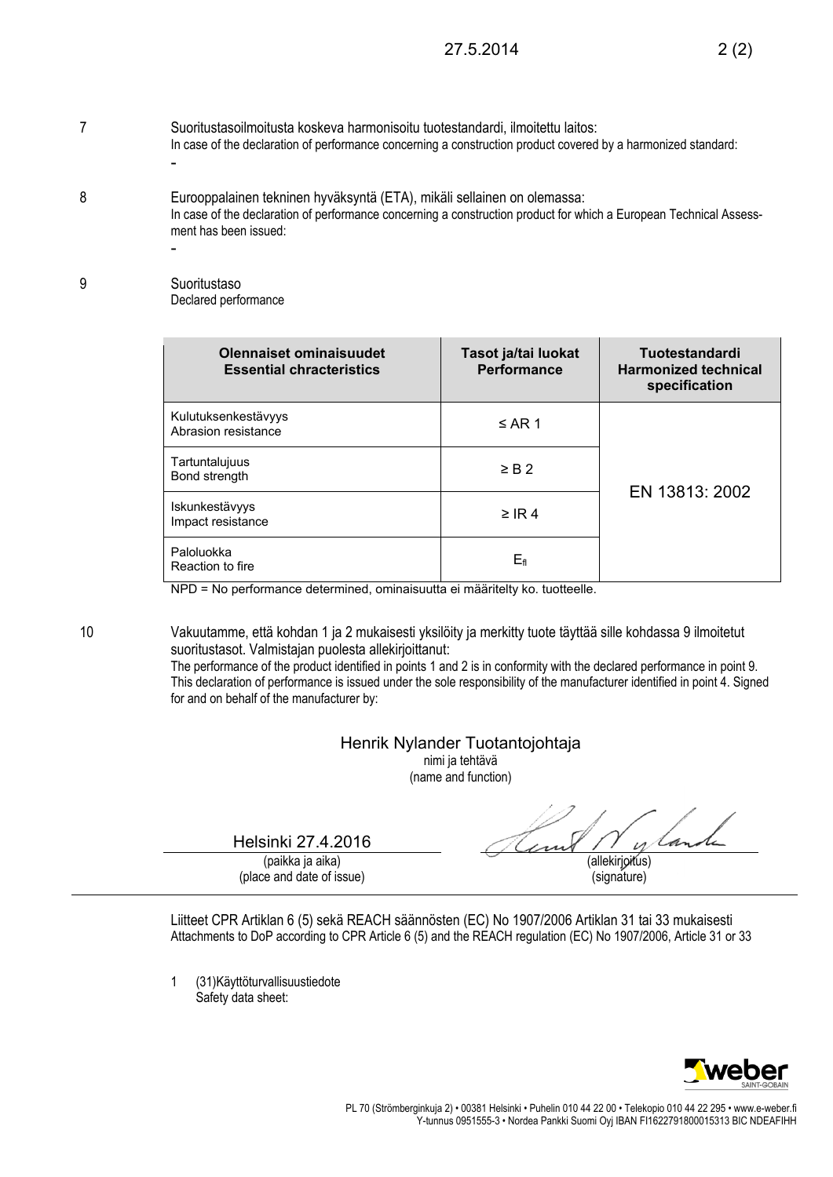7 Suoritustasoilmoitusta koskeva harmonisoitu tuotestandardi, ilmoitettu laitos:
In case of the declaration of performance concerning a construction product covered by a harmonized standard:
-

8 Eurooppalainen tekninen hyväksyntä (ETA), mikäli sellainen on olemassa:
In case of the declaration of performance concerning a construction product for which a European Technical Assessment has been issued:
-

9 Suoritustaso
Declared performance

| **Olennaiset ominaisuudet Essential chracteristics** | **Tasot ja/tai luokat Performance** | **Tuotestandardi Harmonized technical specification** |
|---|---|---|
| Kulutuksenkestävyys Abrasion resistance | ≤ AR 1 | EN 13813: 2002 |
| Tartuntalujuus Bond strength | ≥ B 2 | |
| Iskunkestävyys Impact resistance | ≥ IR 4 | |
| Paloluokka Reaction to fire | $E_{fl}$ | |

NPD = No performance determined, ominaisuutta ei määritelty ko. tuotteelle.

10 Vakuutamme, että kohdan 1 ja 2 mukaisesti yksilöity ja merkitty tuote täyttää sille kohdassa 9 ilmoitetut suoritustasot. Valmistajan puolesta allekirjoittanut:
The performance of the product identified in points 1 and 2 is in conformity with the declared performance in point 9. This declaration of performance is issued under the sole responsibility of the manufacturer identified in point 4. Signed for and on behalf of the manufacturer by:

Henrik Nylander Tuotantojohtaja
nimi ja tehtävä
(name and function)

Helsinki 27.4.2016
(paikka ja aika)
(place and date of issue)

(allekirjoitus)
(signature)

Liitteet CPR Artiklan 6 (5) sekä REACH säännösten (EC) No 1907/2006 Artiklan 31 tai 33 mukaisesti
Attachments to DoP according to CPR Article 6 (5) and the REACH regulation (EC) No 1907/2006, Article 31 or 33

1 (31)Käyttöturvallisuustiedote
Safety data sheet:

PL 70 (Strömberginkuja 2) • 00381 Helsinki • Puhelin 010 44 22 00 • Telekopio 010 44 22 295 • www.e-weber.fi
Y-tunnus 0951555-3 • Nordea Pankki Suomi Oyj IBAN FI1622791800015313 BIC NDEAFIHH